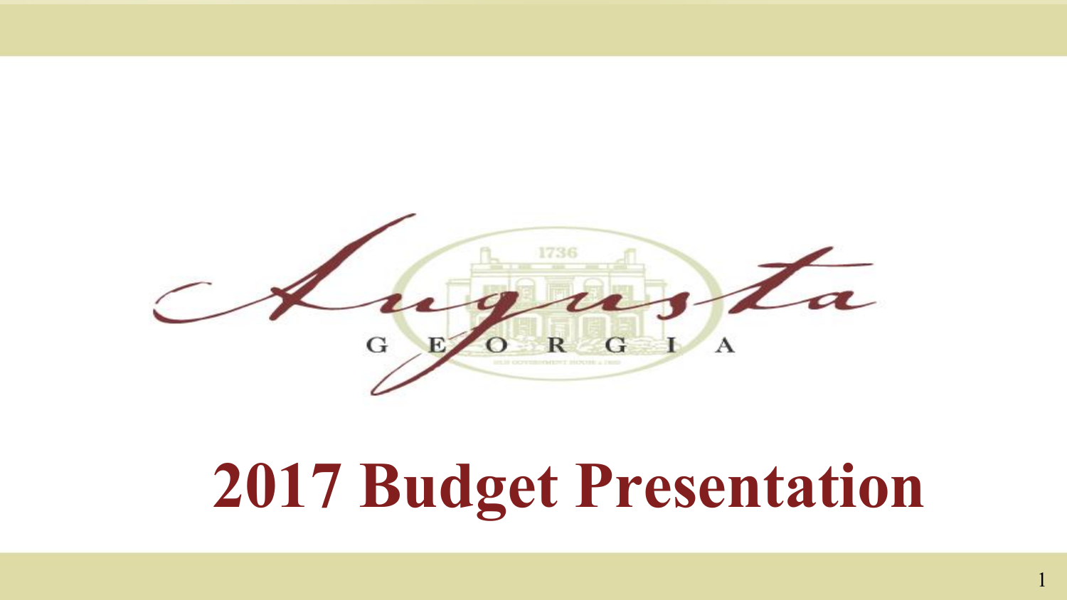Augusta

GEORGIA

# 2017 Budget Presentation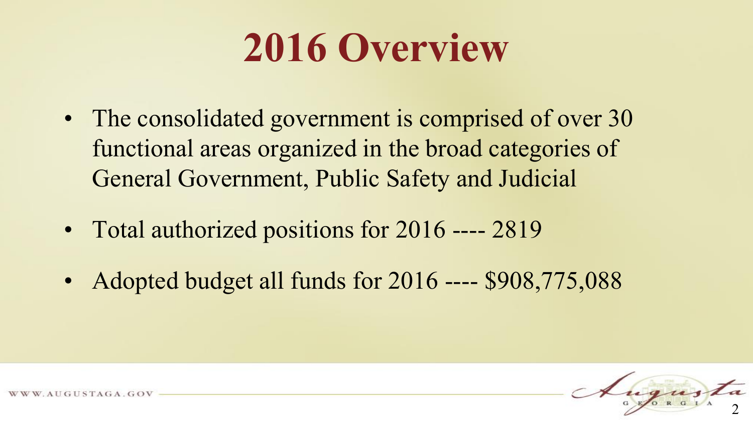# 2016 Overview

- The consolidated government is comprised of over 30 functional areas organized in the broad categories of General Government, Public Safety and Judicial
- Total authorized positions for 2016 ---- 2819
- Adopted budget all funds for 2016 ---- $908,775,088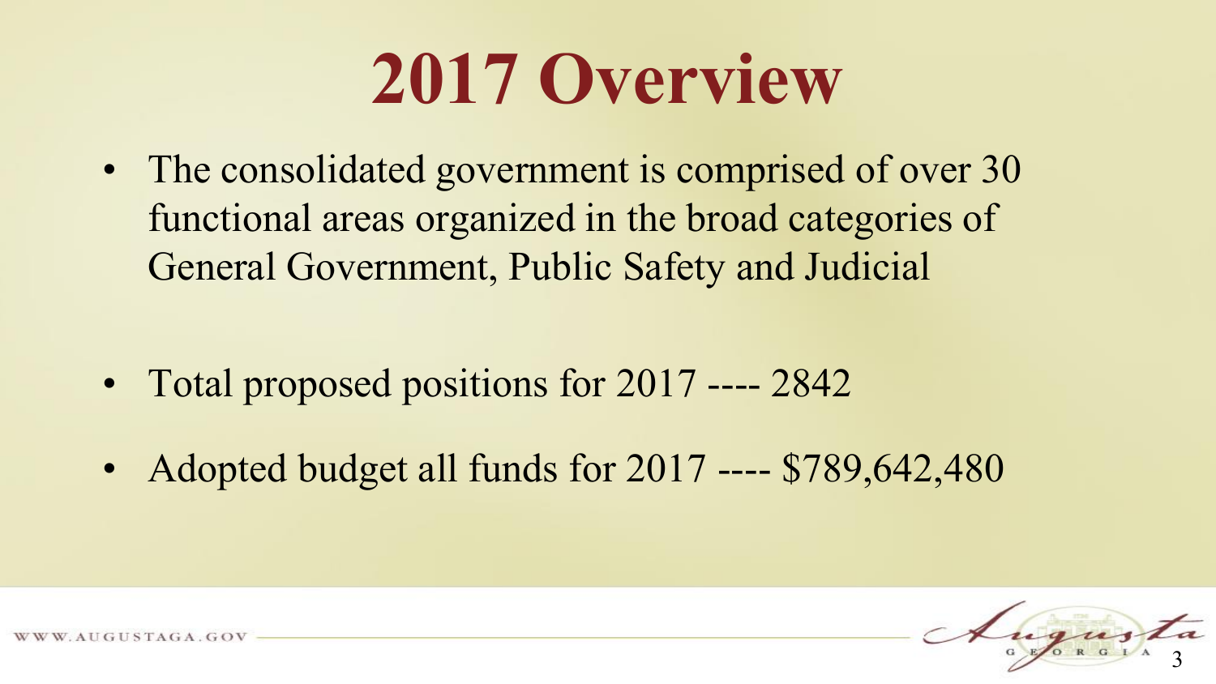# 2017 Overview

- The consolidated government is comprised of over 30 functional areas organized in the broad categories of General Government, Public Safety and Judicial

- Total proposed positions for 2017 ---- 2842

- Adopted budget all funds for 2017 ---- $789,642,480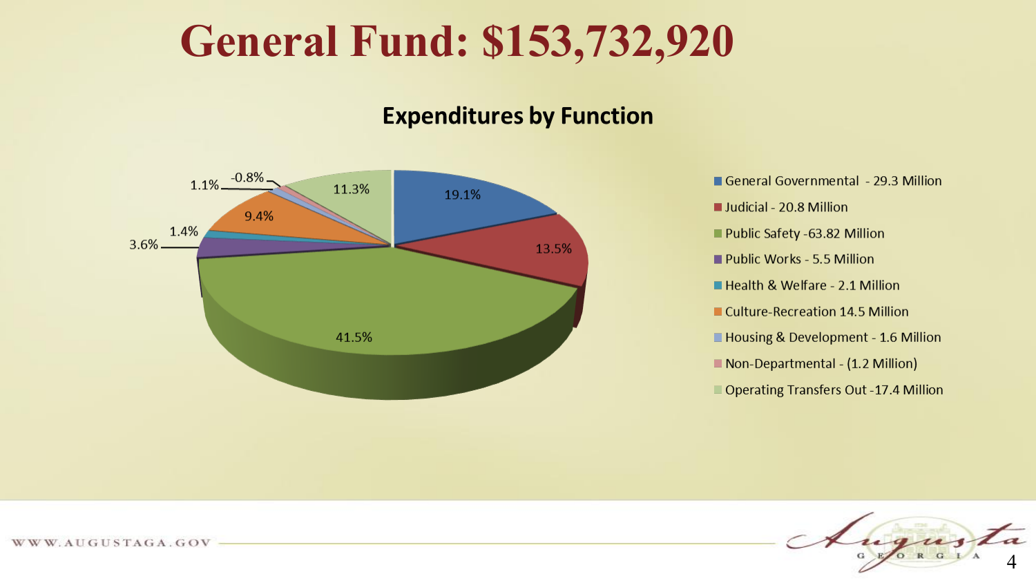# General Fund: $153,732,920

## Expenditures by Function

| Function | Amount | Percent |
|---|---|---|
| General Governmental | 29.3 Million | 19.1% |
| Judicial | 20.8 Million | 13.5% |
| Public Safety | 63.82 Million | 41.5% |
| Public Works | 5.5 Million | 3.6% |
| Health & Welfare | 2.1 Million | 1.4% |
| Culture-Recreation | 14.5 Million | 9.4% |
| Housing & Development | 1.6 Million | 1.1% |
| Non-Departmental | (1.2 Million) | -0.8% |
| Operating Transfers Out | 17.4 Million | 11.3% |

WWW.AUGUSTAGA.GOV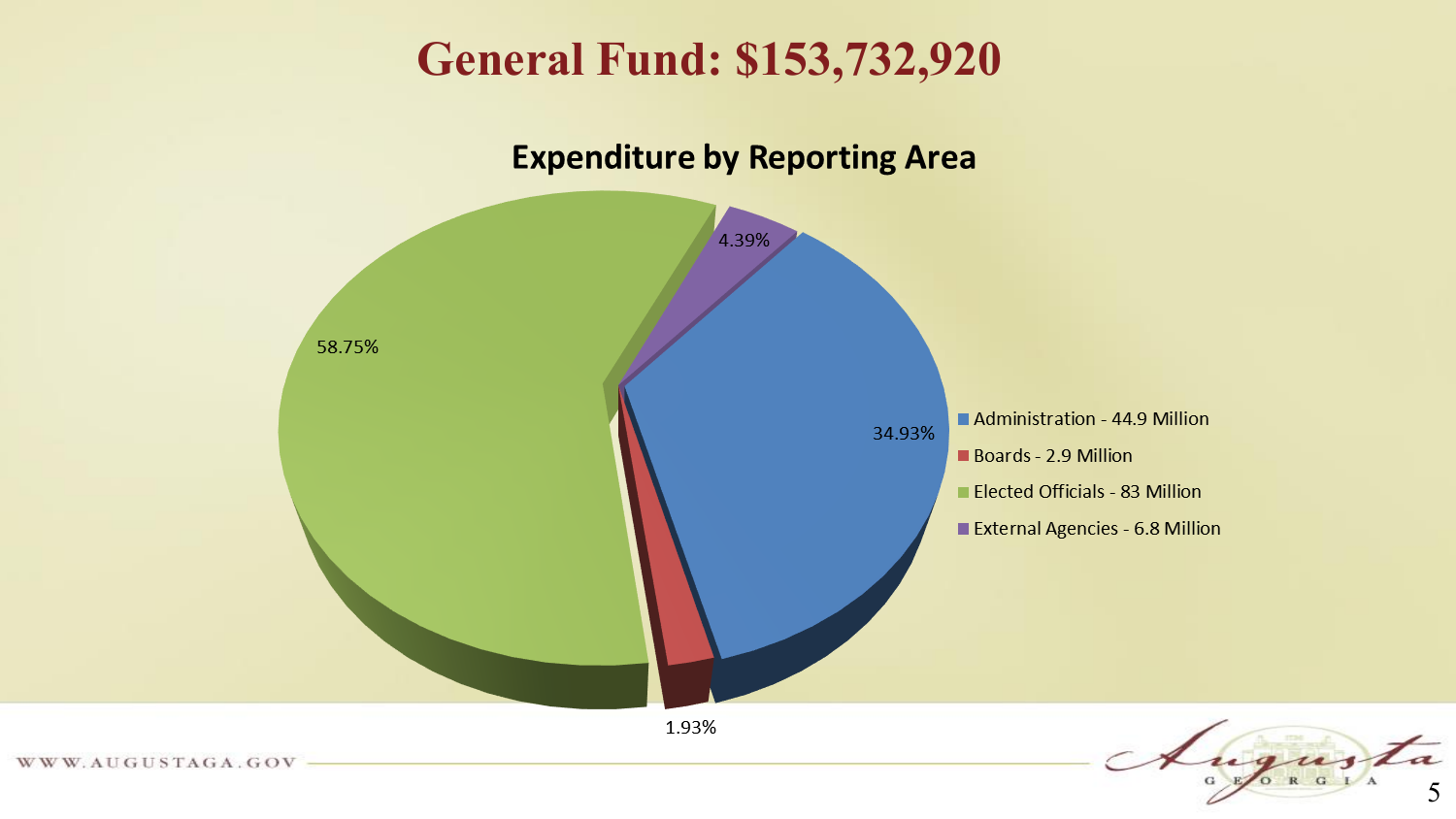# General Fund: $153,732,920

## Expenditure by Reporting Area

| Reporting Area | Amount | Percentage |
|---|---|---|
| Administration | 44.9 Million | 34.93% |
| Boards | 2.9 Million | 1.93% |
| Elected Officials | 83 Million | 58.75% |
| External Agencies | 6.8 Million | 4.39% |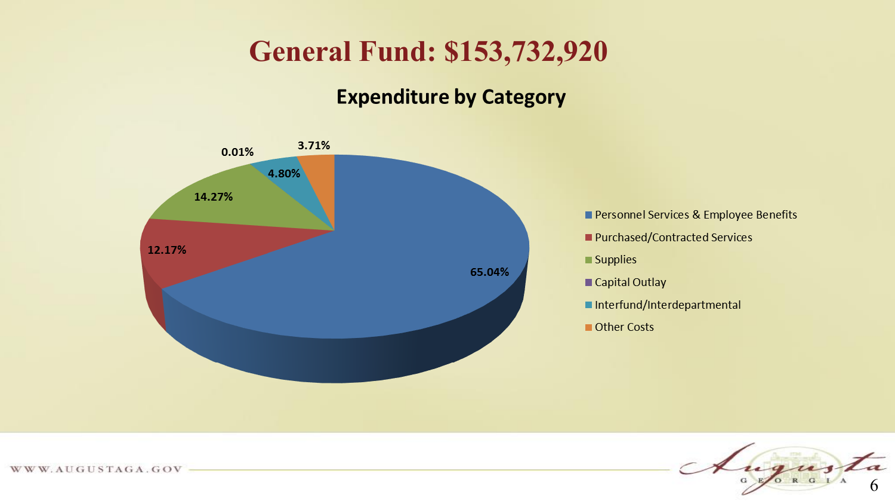# General Fund: $153,732,920

## Expenditure by Category

| Category | Percentage |
| --- | --- |
| Personnel Services & Employee Benefits | 65.04% |
| Purchased/Contracted Services | 12.17% |
| Supplies | 14.27% |
| Capital Outlay | 0.01% |
| Interfund/Interdepartmental | 4.80% |
| Other Costs | 3.71% |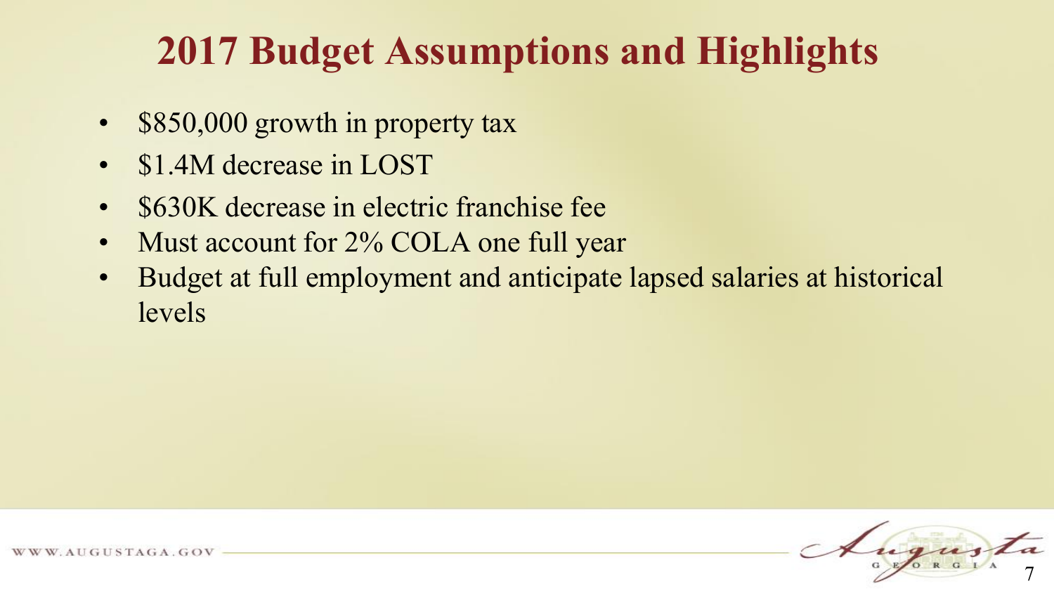# 2017 Budget Assumptions and Highlights

- $850,000 growth in property tax
- $1.4M decrease in LOST
- $630K decrease in electric franchise fee
- Must account for 2% COLA one full year
- Budget at full employment and anticipate lapsed salaries at historical levels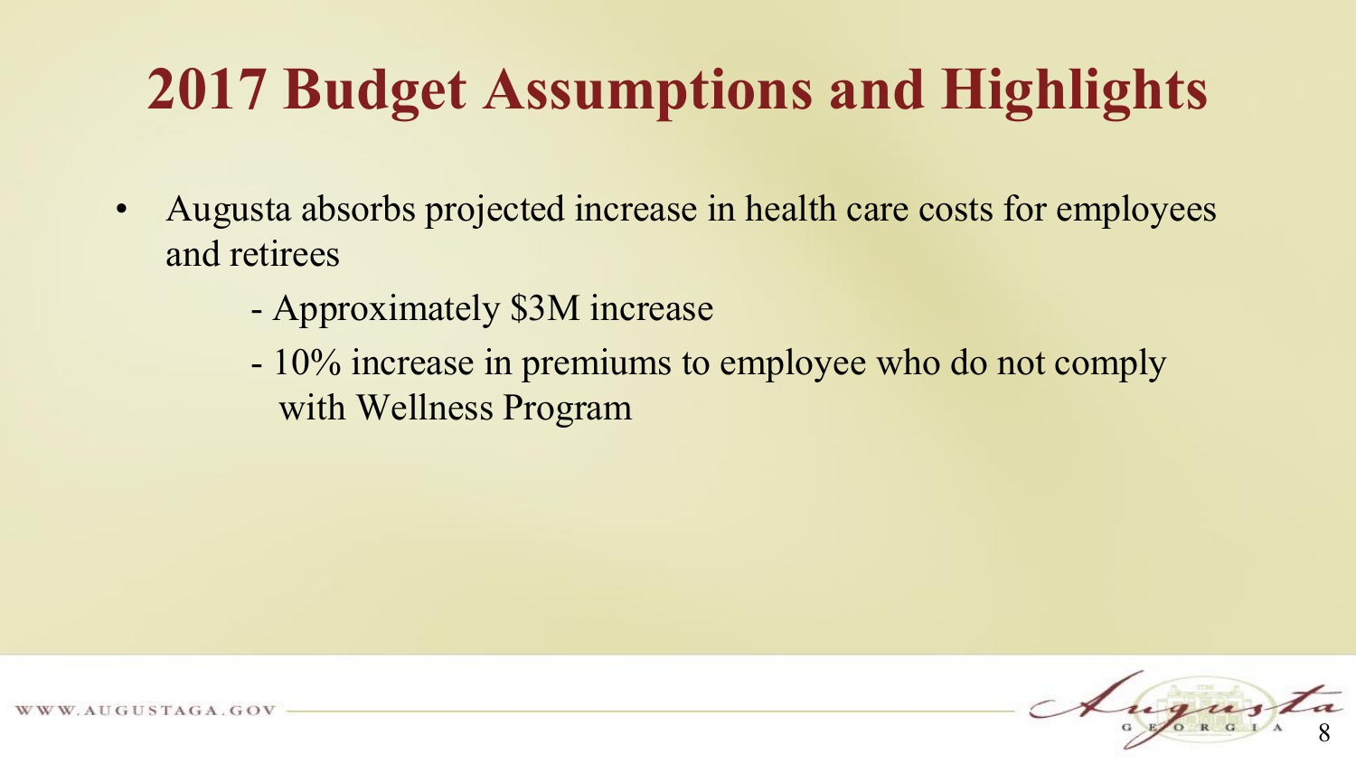# 2017 Budget Assumptions and Highlights

- Augusta absorbs projected increase in health care costs for employees and retirees
  - Approximately $3M increase
  - 10% increase in premiums to employee who do not comply with Wellness Program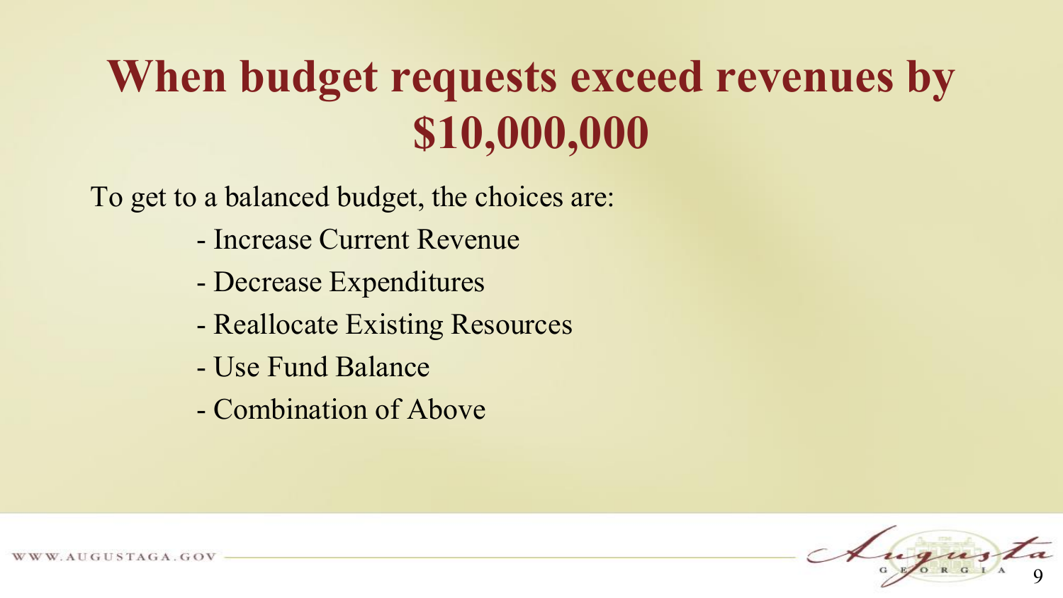# When budget requests exceed revenues by $10,000,000

To get to a balanced budget, the choices are:

- Increase Current Revenue
- Decrease Expenditures
- Reallocate Existing Resources
- Use Fund Balance
- Combination of Above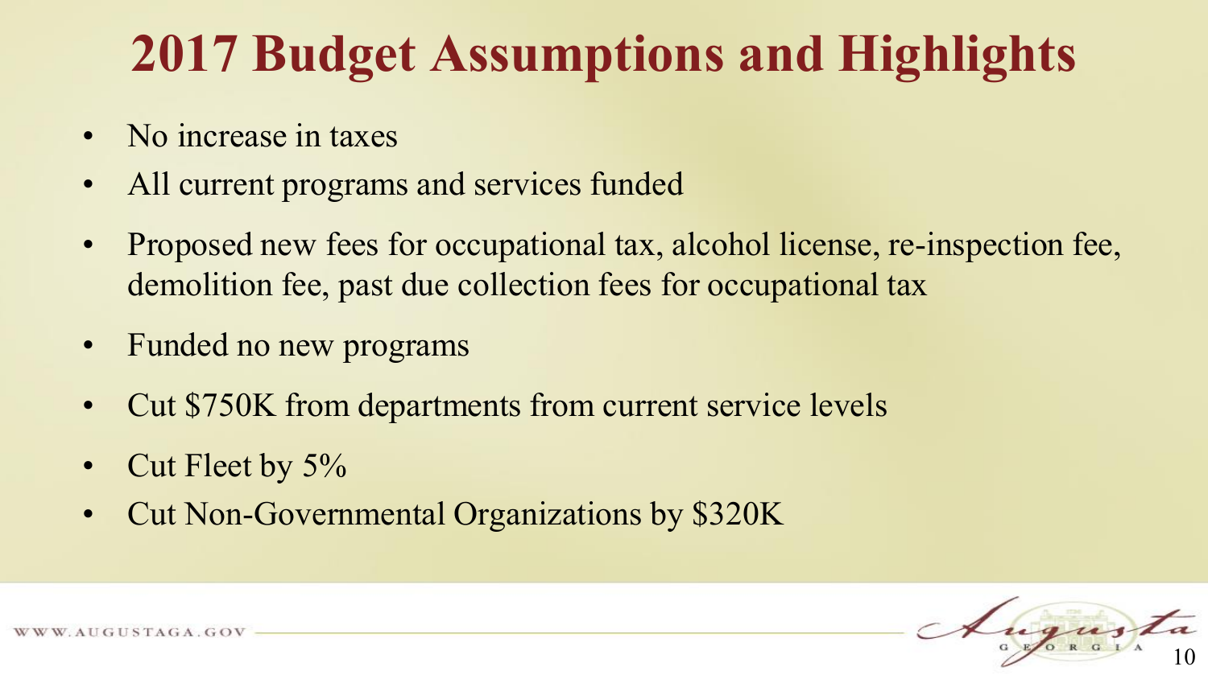# 2017 Budget Assumptions and Highlights

- No increase in taxes
- All current programs and services funded
- Proposed new fees for occupational tax, alcohol license, re-inspection fee, demolition fee, past due collection fees for occupational tax
- Funded no new programs
- Cut $750K from departments from current service levels
- Cut Fleet by 5%
- Cut Non-Governmental Organizations by $320K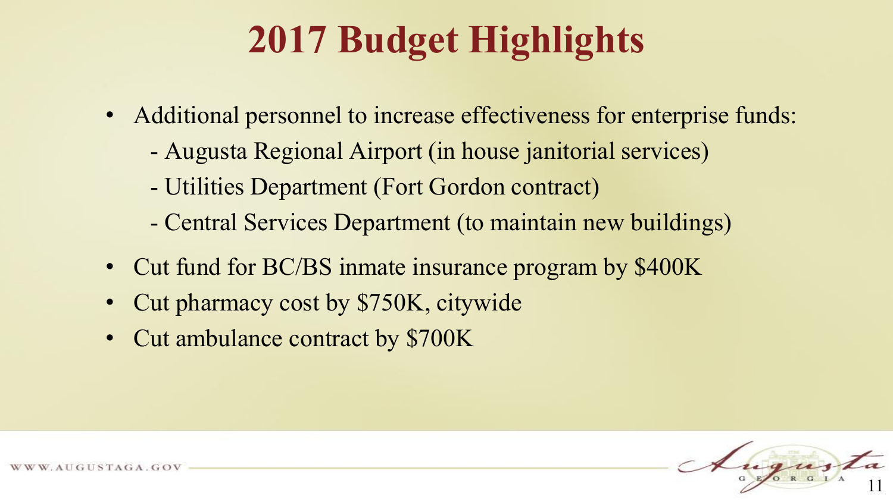# 2017 Budget Highlights

- Additional personnel to increase effectiveness for enterprise funds:
  - Augusta Regional Airport (in house janitorial services)
  - Utilities Department (Fort Gordon contract)
  - Central Services Department (to maintain new buildings)
- Cut fund for BC/BS inmate insurance program by $400K
- Cut pharmacy cost by $750K, citywide
- Cut ambulance contract by $700K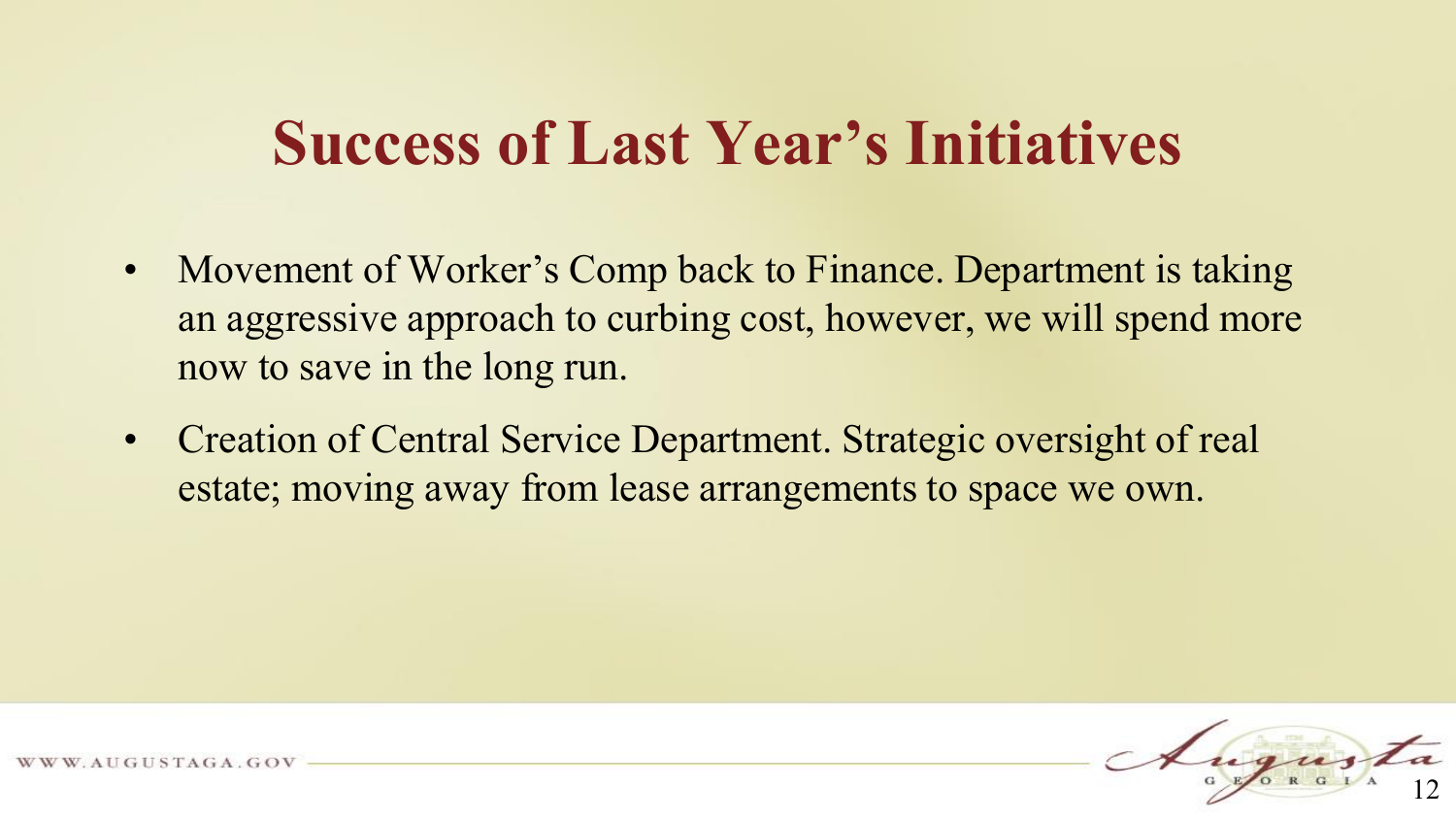# Success of Last Year's Initiatives

- Movement of Worker's Comp back to Finance. Department is taking an aggressive approach to curbing cost, however, we will spend more now to save in the long run.
- Creation of Central Service Department. Strategic oversight of real estate; moving away from lease arrangements to space we own.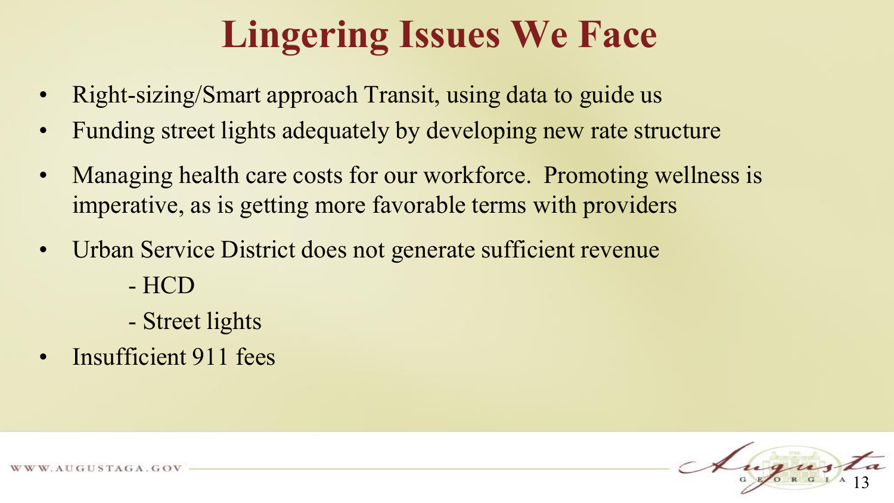# Lingering Issues We Face

- Right-sizing/Smart approach Transit, using data to guide us
- Funding street lights adequately by developing new rate structure
- Managing health care costs for our workforce. Promoting wellness is imperative, as is getting more favorable terms with providers
- Urban Service District does not generate sufficient revenue
  - HCD
  - Street lights
- Insufficient 911 fees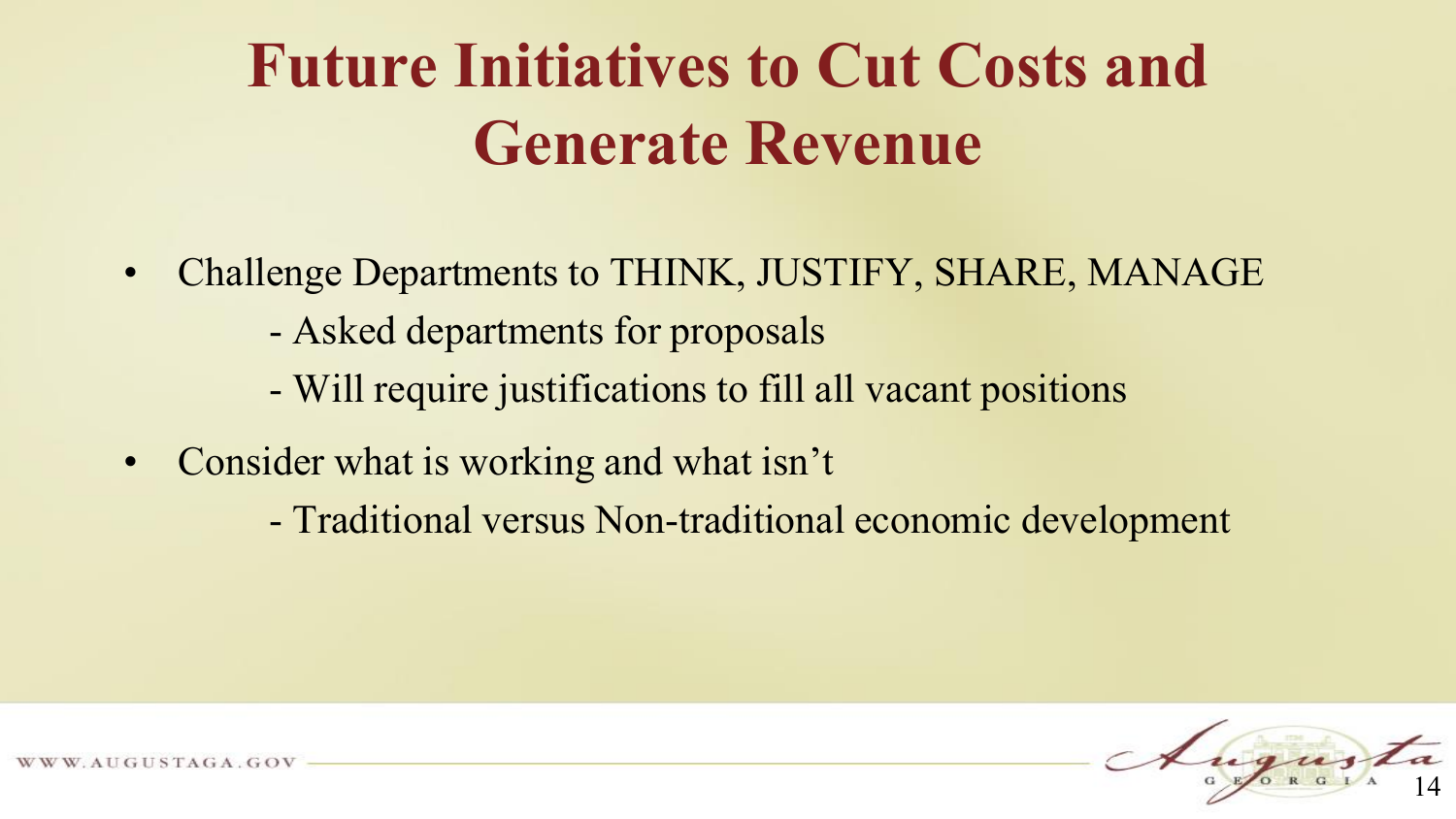# Future Initiatives to Cut Costs and Generate Revenue

- Challenge Departments to THINK, JUSTIFY, SHARE, MANAGE
  - Asked departments for proposals
  - Will require justifications to fill all vacant positions
- Consider what is working and what isn't
  - Traditional versus Non-traditional economic development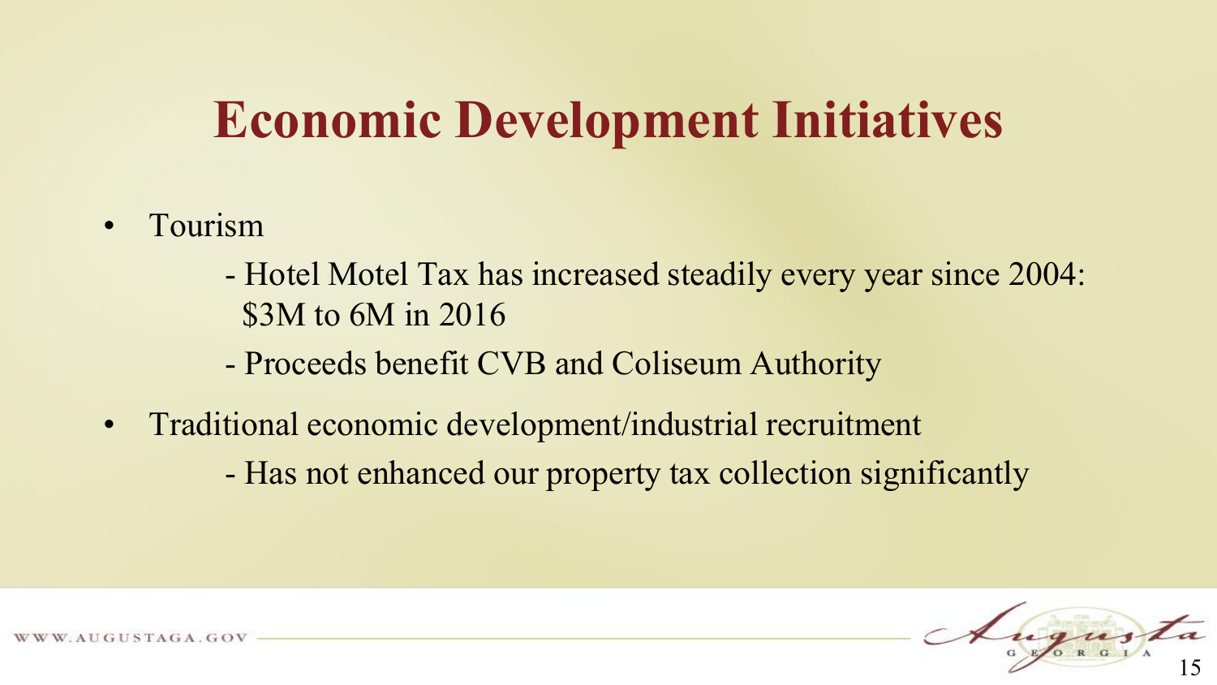# Economic Development Initiatives

- Tourism
  - Hotel Motel Tax has increased steadily every year since 2004: $3M to 6M in 2016
  - Proceeds benefit CVB and Coliseum Authority
- Traditional economic development/industrial recruitment
  - Has not enhanced our property tax collection significantly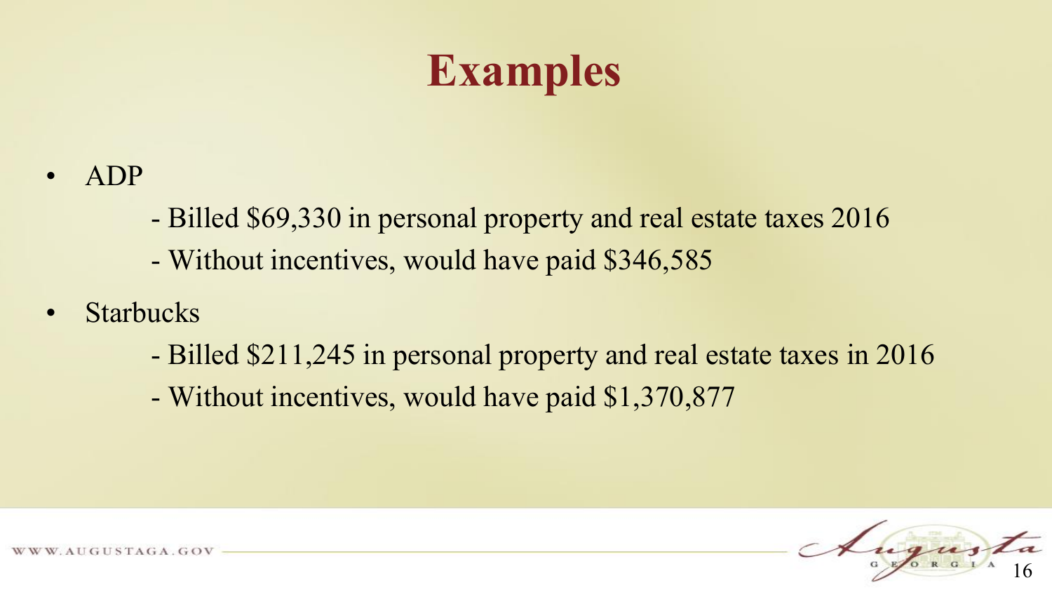# Examples

- ADP
  - Billed $69,330 in personal property and real estate taxes 2016
  - Without incentives, would have paid $346,585
- Starbucks
  - Billed $211,245 in personal property and real estate taxes in 2016
  - Without incentives, would have paid $1,370,877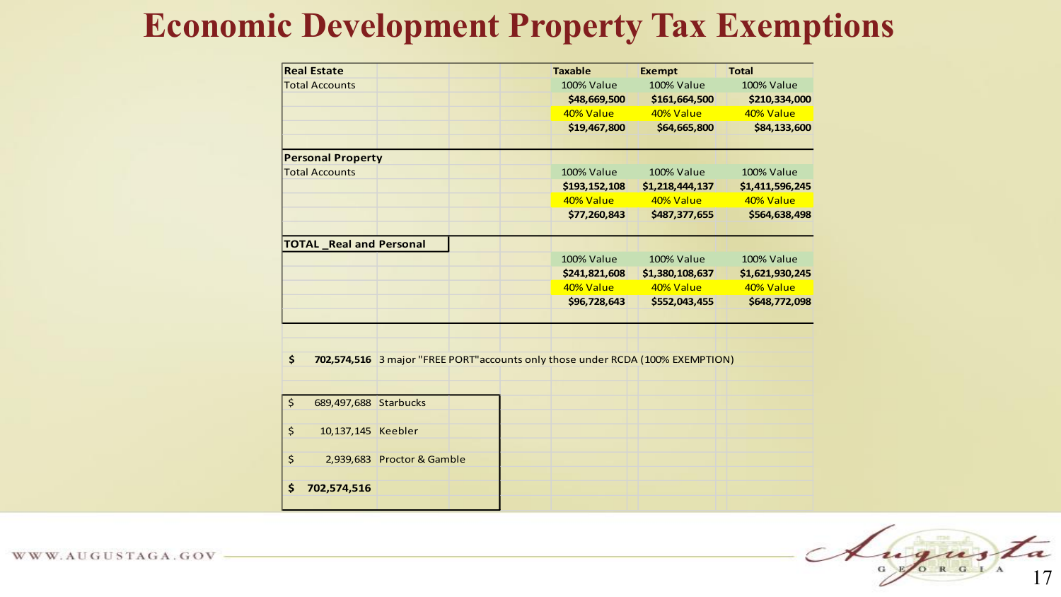# Economic Development Property Tax Exemptions

| Real Estate | Taxable | Exempt | Total |
|---|---|---|---|
| Total Accounts | 100% Value | 100% Value | 100% Value |
| | $48,669,500 | $161,664,500 | $210,334,000 |
| | 40% Value | 40% Value | 40% Value |
| | $19,467,800 | $64,665,800 | $84,133,600 |
| **Personal Property** | | | |
| Total Accounts | 100% Value | 100% Value | 100% Value |
| | $193,152,108 | $1,218,444,137 | $1,411,596,245 |
| | 40% Value | 40% Value | 40% Value |
| | $77,260,843 | $487,377,655 | $564,638,498 |
| **TOTAL _Real and Personal** | | | |
| | 100% Value | 100% Value | 100% Value |
| | $241,821,608 | $1,380,108,637 | $1,621,930,245 |
| | 40% Value | 40% Value | 40% Value |
| | $96,728,643 | $552,043,455 | $648,772,098 |

**$ 702,574,516** 3 major "FREE PORT"accounts only those under RCDA (100% EXEMPTION)

| Amount | Account |
|---|---|
| $ 689,497,688 | Starbucks |
| $ 10,137,145 | Keebler |
| $ 2,939,683 | Proctor & Gamble |
| **$ 702,574,516** | |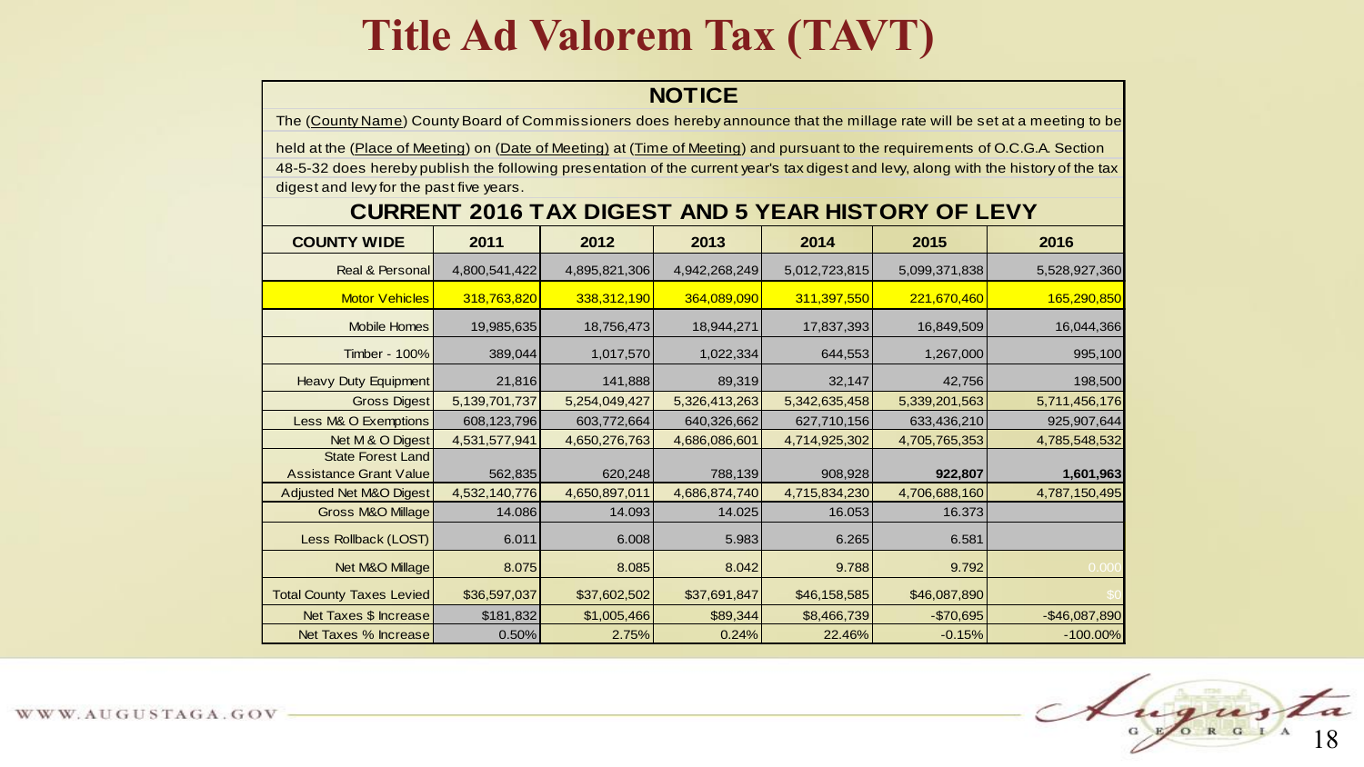# Title Ad Valorem Tax (TAVT)

## NOTICE

The (County Name) County Board of Commissioners does hereby announce that the millage rate will be set at a meeting to be held at the (Place of Meeting) on (Date of Meeting) at (Time of Meeting) and pursuant to the requirements of O.C.G.A. Section 48-5-32 does hereby publish the following presentation of the current year's tax digest and levy, along with the history of the tax digest and levy for the past five years.

### CURRENT 2016 TAX DIGEST AND 5 YEAR HISTORY OF LEVY

| COUNTY WIDE | 2011 | 2012 | 2013 | 2014 | 2015 | 2016 |
|---|---|---|---|---|---|---|
| Real & Personal | 4,800,541,422 | 4,895,821,306 | 4,942,268,249 | 5,012,723,815 | 5,099,371,838 | 5,528,927,360 |
| Motor Vehicles | 318,763,820 | 338,312,190 | 364,089,090 | 311,397,550 | 221,670,460 | 165,290,850 |
| Mobile Homes | 19,985,635 | 18,756,473 | 18,944,271 | 17,837,393 | 16,849,509 | 16,044,366 |
| Timber - 100% | 389,044 | 1,017,570 | 1,022,334 | 644,553 | 1,267,000 | 995,100 |
| Heavy Duty Equipment | 21,816 | 141,888 | 89,319 | 32,147 | 42,756 | 198,500 |
| Gross Digest | 5,139,701,737 | 5,254,049,427 | 5,326,413,263 | 5,342,635,458 | 5,339,201,563 | 5,711,456,176 |
| Less M& O Exemptions | 608,123,796 | 603,772,664 | 640,326,662 | 627,710,156 | 633,436,210 | 925,907,644 |
| Net M & O Digest | 4,531,577,941 | 4,650,276,763 | 4,686,086,601 | 4,714,925,302 | 4,705,765,353 | 4,785,548,532 |
| State Forest Land Assistance Grant Value | 562,835 | 620,248 | 788,139 | 908,928 | **922,807** | **1,601,963** |
| Adjusted Net M&O Digest | 4,532,140,776 | 4,650,897,011 | 4,686,874,740 | 4,715,834,230 | 4,706,688,160 | 4,787,150,495 |
| Gross M&O Millage | 14.086 | 14.093 | 14.025 | 16.053 | 16.373 | |
| Less Rollback (LOST) | 6.011 | 6.008 | 5.983 | 6.265 | 6.581 | |
| Net M&O Millage | 8.075 | 8.085 | 8.042 | 9.788 | 9.792 | 0.000 |
| Total County Taxes Levied | $36,597,037 | $37,602,502 | $37,691,847 | $46,158,585 | $46,087,890 | $0 |
| Net Taxes $ Increase | $181,832 | $1,005,466 | $89,344 | $8,466,739 | -$70,695 | -$46,087,890 |
| Net Taxes % Increase | 0.50% | 2.75% | 0.24% | 22.46% | -0.15% | -100.00% |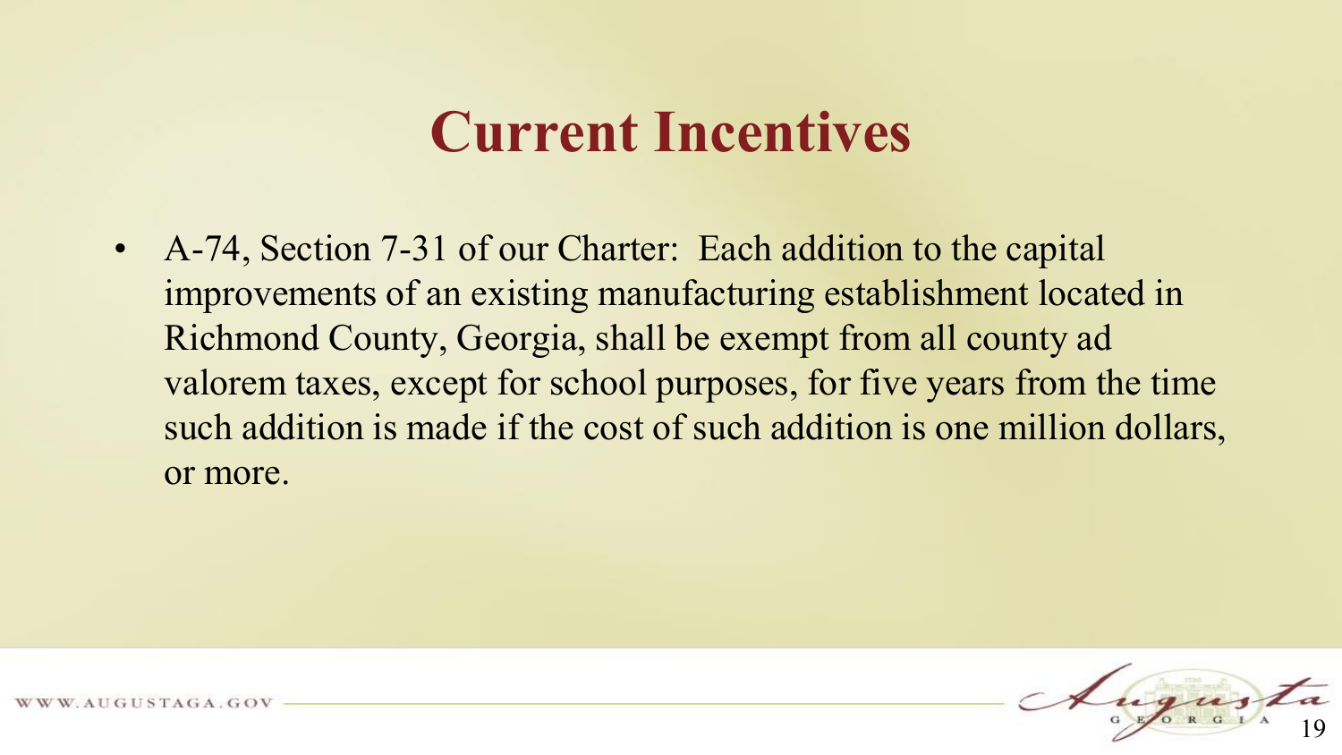# Current Incentives

- A-74, Section 7-31 of our Charter: Each addition to the capital improvements of an existing manufacturing establishment located in Richmond County, Georgia, shall be exempt from all county ad valorem taxes, except for school purposes, for five years from the time such addition is made if the cost of such addition is one million dollars, or more.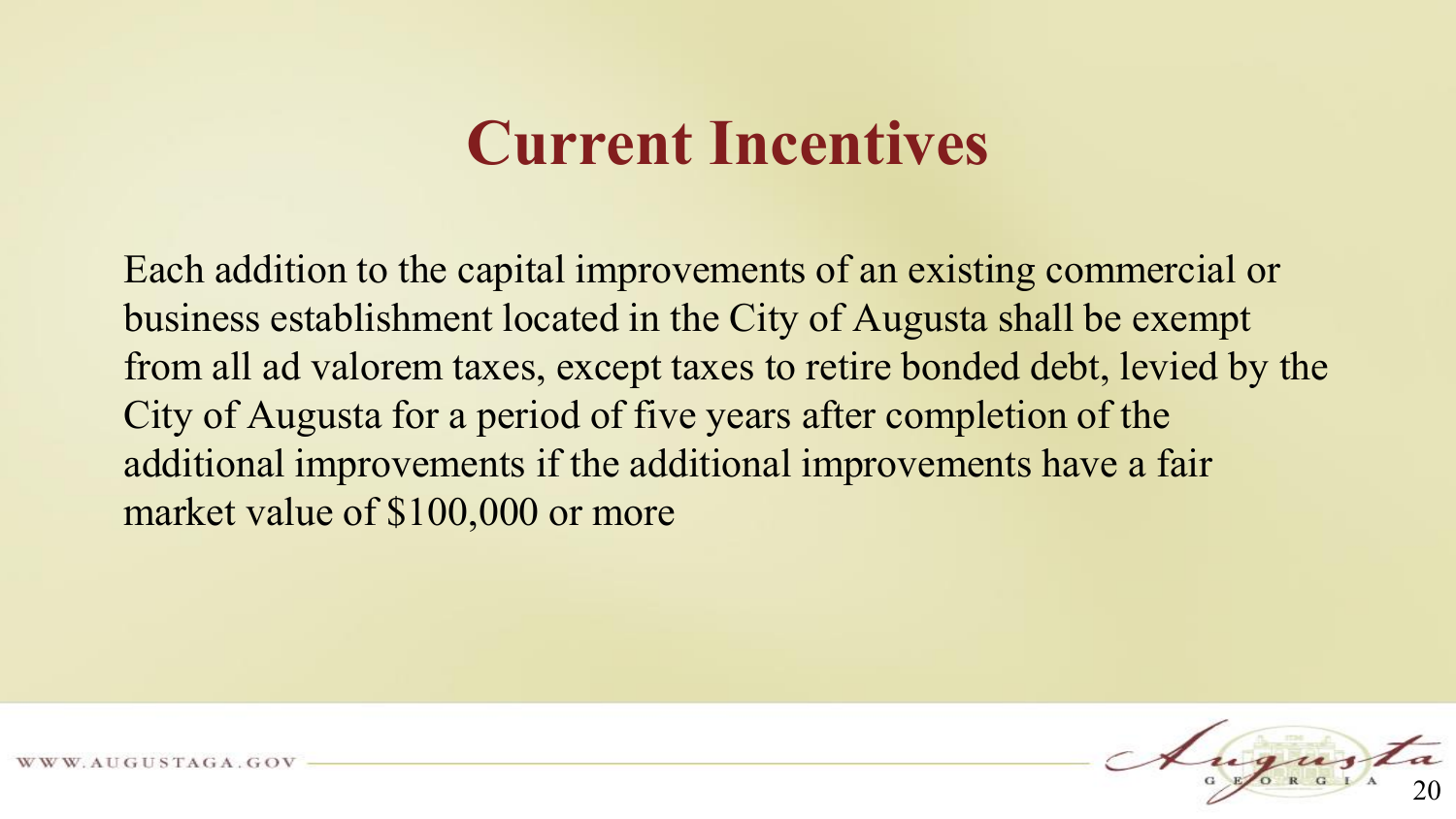# Current Incentives

Each addition to the capital improvements of an existing commercial or business establishment located in the City of Augusta shall be exempt from all ad valorem taxes, except taxes to retire bonded debt, levied by the City of Augusta for a period of five years after completion of the additional improvements if the additional improvements have a fair market value of $100,000 or more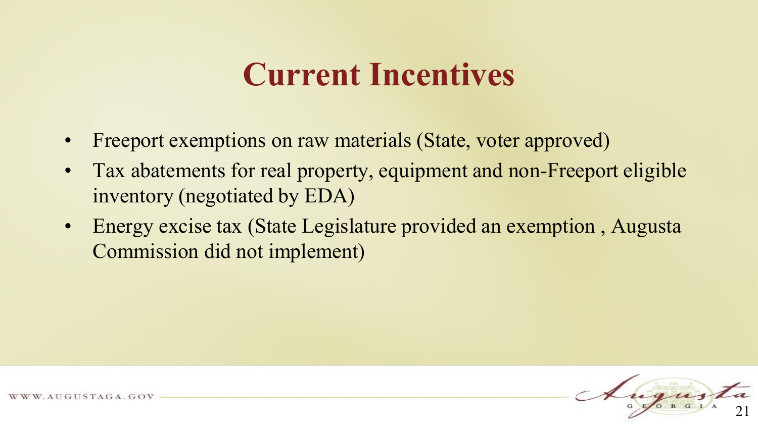# Current Incentives

- Freeport exemptions on raw materials (State, voter approved)
- Tax abatements for real property, equipment and non-Freeport eligible inventory (negotiated by EDA)
- Energy excise tax (State Legislature provided an exemption , Augusta Commission did not implement)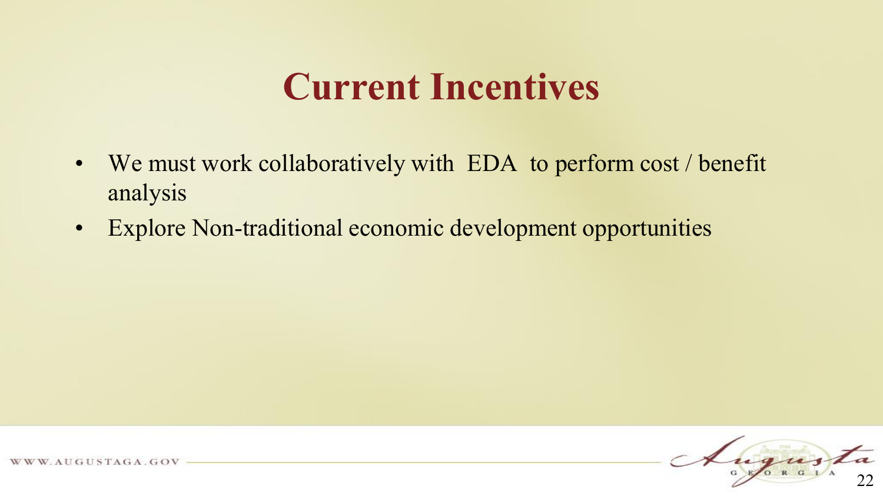# Current Incentives

- We must work collaboratively with EDA to perform cost / benefit analysis
- Explore Non-traditional economic development opportunities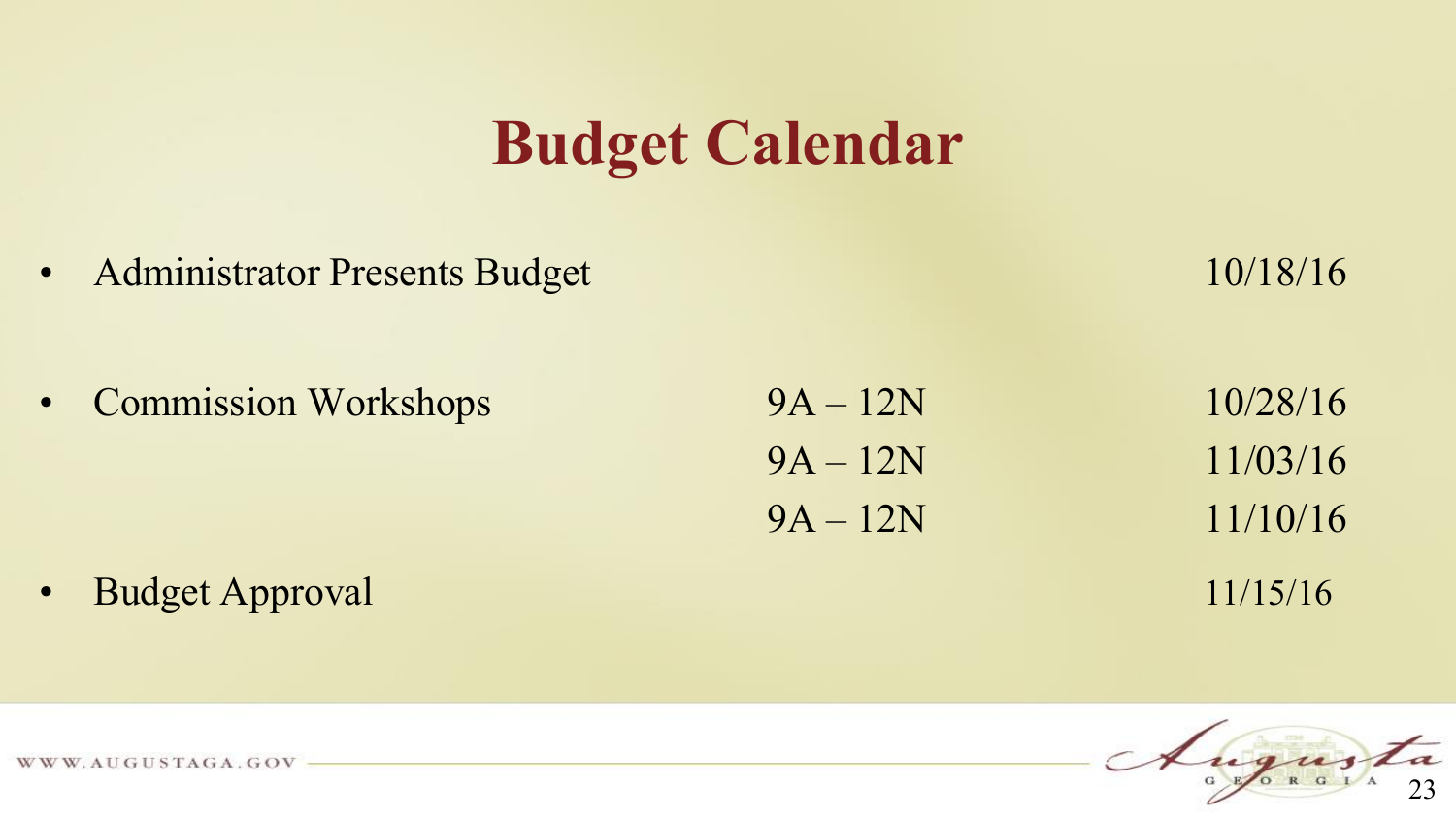# Budget Calendar

| | | |
|---|---|---|
| • Administrator Presents Budget | | 10/18/16 |
| • Commission Workshops | 9A – 12N | 10/28/16 |
| | 9A – 12N | 11/03/16 |
| | 9A – 12N | 11/10/16 |
| • Budget Approval | | 11/15/16 |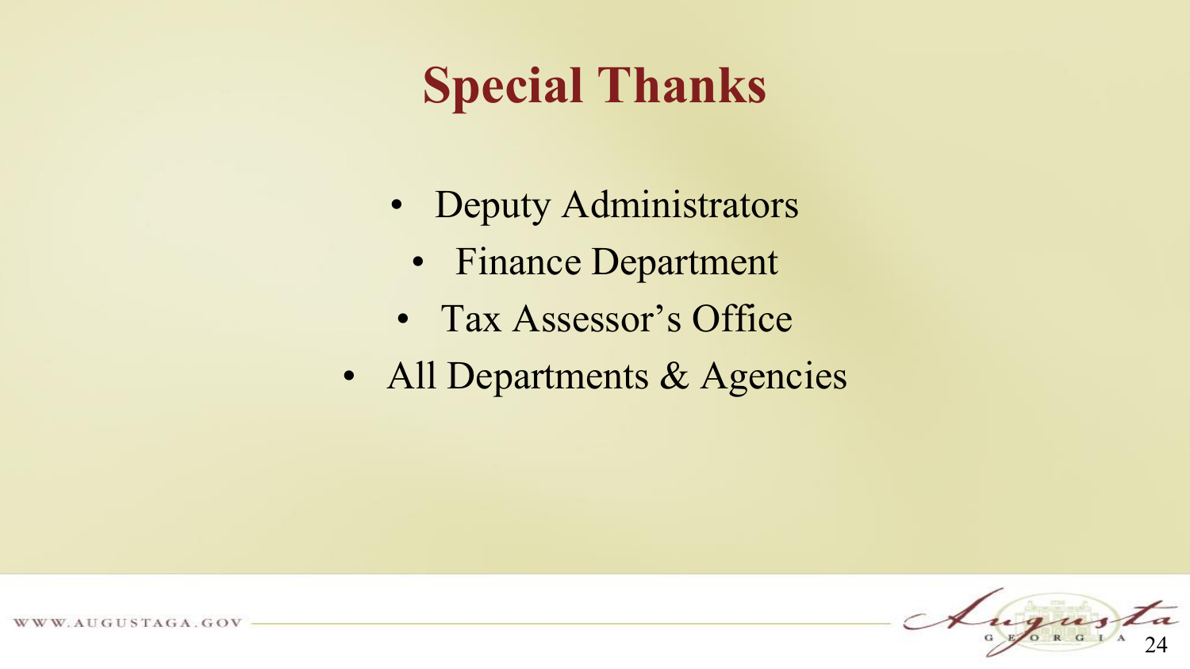# Special Thanks

- Deputy Administrators
- Finance Department
- Tax Assessor's Office
- All Departments & Agencies